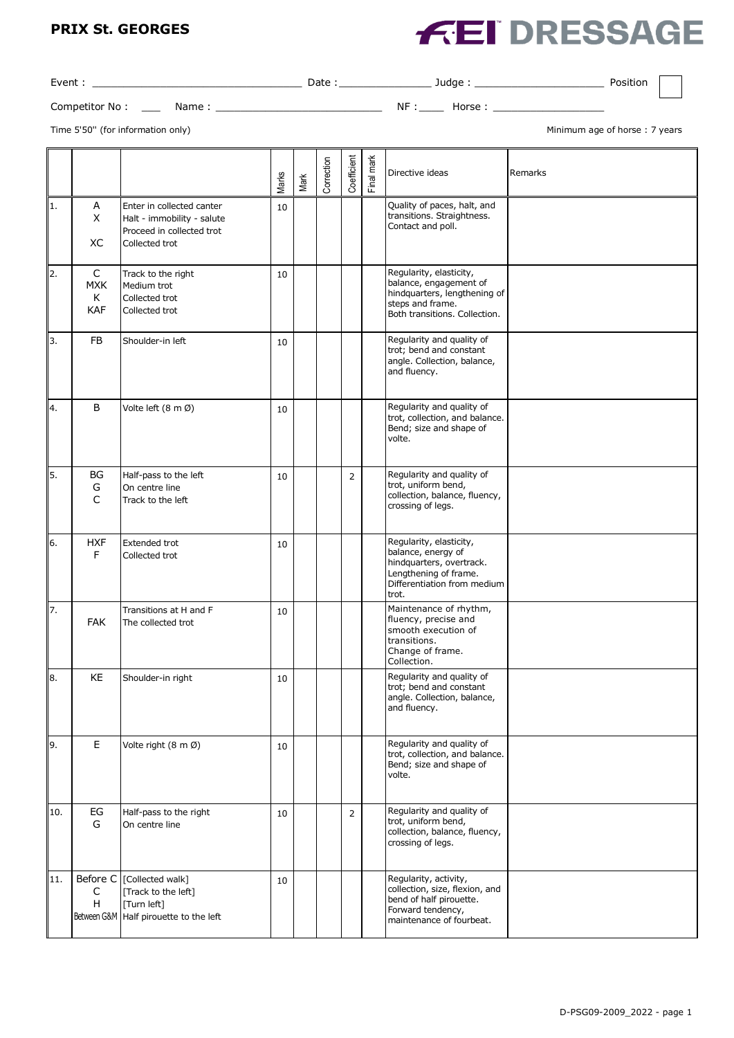# PRIX St. GEORGES

**FEI DRESSAGE**

Event : ______________________ Date : ______________ Judge : ____________________ Position

Competitor No : ___ Name : __________________________ NF : ____ Horse : __________________

Time 5'50'' (for information only)

Minimum age of horse : 7 years

| | | | Marks | Mark | Correction | Coefficient | Final mark | Directive ideas | Remarks |
|---|---|---|---|---|---|---|---|---|---|
| 1. | A<br>X<br><br>XC | Enter in collected canter<br>Halt - immobility - salute<br>Proceed in collected trot<br>Collected trot | 10 | | | | | Quality of paces, halt, and transitions. Straightness. Contact and poll. | |
| 2. | C<br>MXK<br>K<br>KAF | Track to the right<br>Medium trot<br>Collected trot<br>Collected trot | 10 | | | | | Regularity, elasticity, balance, engagement of hindquarters, lengthening of steps and frame.<br>Both transitions. Collection. | |
| 3. | FB | Shoulder-in left | 10 | | | | | Regularity and quality of trot; bend and constant angle. Collection, balance, and fluency. | |
| 4. | B | Volte left (8 m Ø) | 10 | | | | | Regularity and quality of trot, collection, and balance. Bend; size and shape of volte. | |
| 5. | BG<br>G<br>C | Half-pass to the left<br>On centre line<br>Track to the left | 10 | | | 2 | | Regularity and quality of trot, uniform bend, collection, balance, fluency, crossing of legs. | |
| 6. | HXF<br>F | Extended trot<br>Collected trot | 10 | | | | | Regularity, elasticity, balance, energy of hindquarters, overtrack. Lengthening of frame. Differentiation from medium trot. | |
| 7. | FAK | Transitions at H and F<br>The collected trot | 10 | | | | | Maintenance of rhythm, fluency, precise and smooth execution of transitions.<br>Change of frame. Collection. | |
| 8. | KE | Shoulder-in right | 10 | | | | | Regularity and quality of trot; bend and constant angle. Collection, balance, and fluency. | |
| 9. | E | Volte right (8 m Ø) | 10 | | | | | Regularity and quality of trot, collection, and balance. Bend; size and shape of volte. | |
| 10. | EG<br>G | Half-pass to the right<br>On centre line | 10 | | | 2 | | Regularity and quality of trot, uniform bend, collection, balance, fluency, crossing of legs. | |
| 11. | Before C<br>C<br>H<br>Between G&M | [Collected walk]<br>[Track to the left]<br>[Turn left]<br>Half pirouette to the left | 10 | | | | | Regularity, activity, collection, size, flexion, and bend of half pirouette. Forward tendency, maintenance of fourbeat. | |

D-PSG09-2009_2022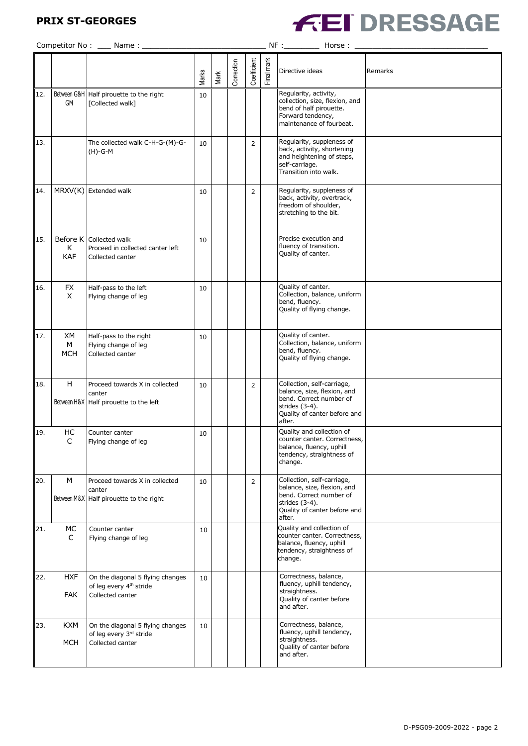**PRIX ST-GEORGES**

**FEI DRESSAGE**

Competitor No : ___ Name : ____________________________ NF :________ Horse : ____________________________

| | | | Marks | Mark | Correction | Coefficient | Final mark | Directive ideas | Remarks |
|---|---|---|---|---|---|---|---|---|---|
| 12. | Between G&H<br>GM | Half pirouette to the right<br>[Collected walk] | 10 | | | | | Regularity, activity, collection, size, flexion, and bend of half pirouette. Forward tendency, maintenance of fourbeat. | |
| 13. | | The collected walk C-H-G-(M)-G-(H)-G-M | 10 | | | 2 | | Regularity, suppleness of back, activity, shortening and heightening of steps, self-carriage.<br>Transition into walk. | |
| 14. | MRXV(K) | Extended walk | 10 | | | 2 | | Regularity, suppleness of back, activity, overtrack, freedom of shoulder, stretching to the bit. | |
| 15. | Before K<br>K<br>KAF | Collected walk<br>Proceed in collected canter left<br>Collected canter | 10 | | | | | Precise execution and fluency of transition.<br>Quality of canter. | |
| 16. | FX<br>X | Half-pass to the left<br>Flying change of leg | 10 | | | | | Quality of canter.<br>Collection, balance, uniform bend, fluency.<br>Quality of flying change. | |
| 17. | XM<br>M<br>MCH | Half-pass to the right<br>Flying change of leg<br>Collected canter | 10 | | | | | Quality of canter.<br>Collection, balance, uniform bend, fluency.<br>Quality of flying change. | |
| 18. | H<br>Between H&X | Proceed towards X in collected canter<br>Half pirouette to the left | 10 | | | 2 | | Collection, self-carriage, balance, size, flexion, and bend. Correct number of strides (3-4).<br>Quality of canter before and after. | |
| 19. | HC<br>C | Counter canter<br>Flying change of leg | 10 | | | | | Quality and collection of counter canter. Correctness, balance, fluency, uphill tendency, straightness of change. | |
| 20. | M<br>Between M&X | Proceed towards X in collected canter<br>Half pirouette to the right | 10 | | | 2 | | Collection, self-carriage, balance, size, flexion, and bend. Correct number of strides (3-4).<br>Quality of canter before and after. | |
| 21. | MC<br>C | Counter canter<br>Flying change of leg | 10 | | | | | Quality and collection of counter canter. Correctness, balance, fluency, uphill tendency, straightness of change. | |
| 22. | HXF<br>FAK | On the diagonal 5 flying changes of leg every 4th stride<br>Collected canter | 10 | | | | | Correctness, balance, fluency, uphill tendency, straightness.<br>Quality of canter before and after. | |
| 23. | KXM<br>MCH | On the diagonal 5 flying changes of leg every 3rd stride<br>Collected canter | 10 | | | | | Correctness, balance, fluency, uphill tendency, straightness.<br>Quality of canter before and after. | |

D-PSG09-2009-2022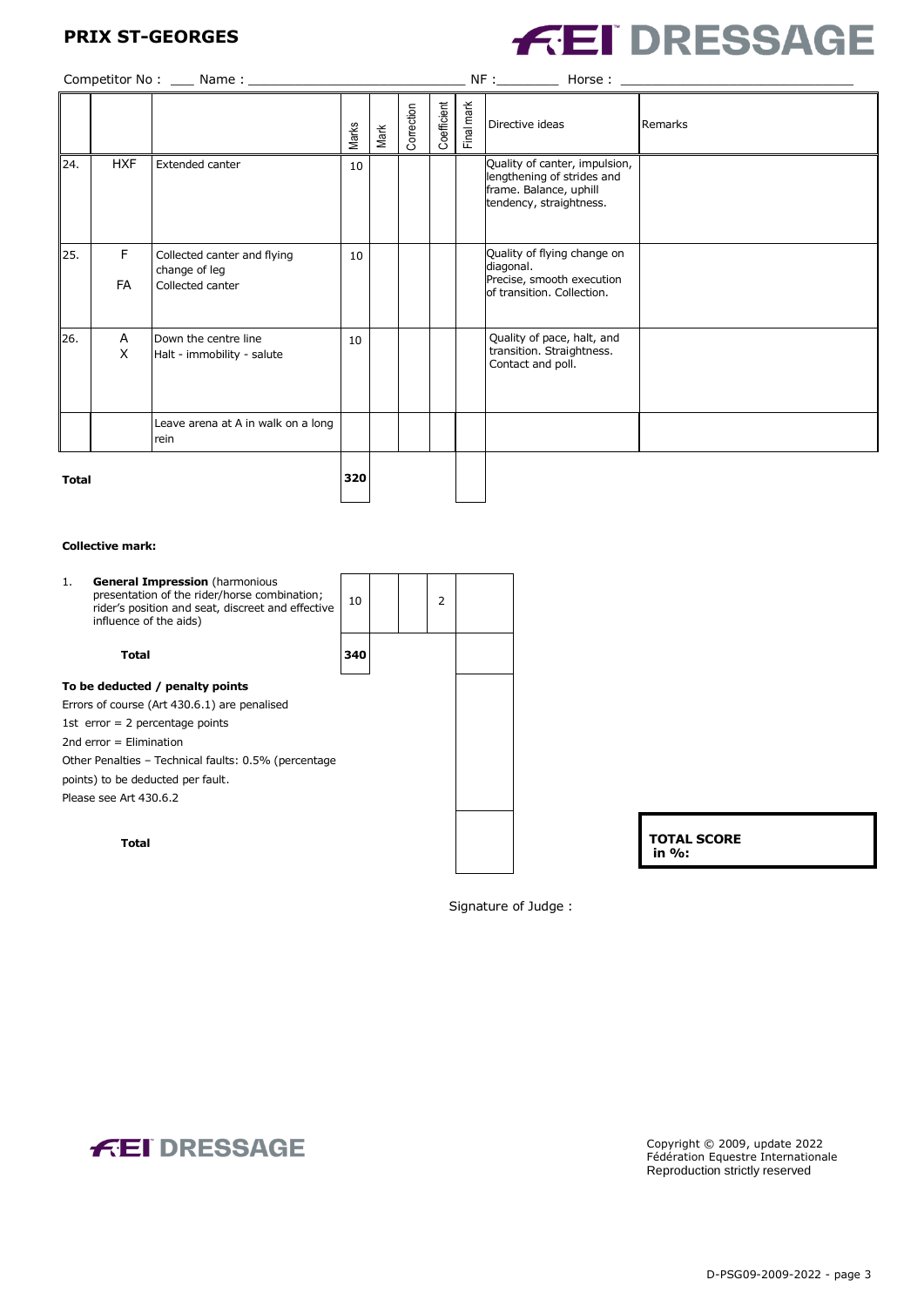# PRIX ST-GEORGES

Competitor No : ___ Name : ______________________________ NF :________ Horse : ______________________________

| | | | Marks | Mark | Correction | Coefficient | Final mark | Directive ideas | Remarks |
|---|---|---|---|---|---|---|---|---|---|
| 24. | HXF | Extended canter | 10 | | | | | Quality of canter, impulsion, lengthening of strides and frame. Balance, uphill tendency, straightness. | |
| 25. | F<br>FA | Collected canter and flying change of leg<br>Collected canter | 10 | | | | | Quality of flying change on diagonal.<br>Precise, smooth execution of transition. Collection. | |
| 26. | A<br>X | Down the centre line<br>Halt - immobility - salute | 10 | | | | | Quality of pace, halt, and transition. Straightness. Contact and poll. | |
| | | Leave arena at A in walk on a long rein | | | | | | | |
| **Total** | | | **320** | | | | | | |

**Collective mark:**

| | Marks | Mark | Correction | Coefficient | Final mark |
|---|---|---|---|---|---|
| 1. **General Impression** (harmonious presentation of the rider/horse combination; rider's position and seat, discreet and effective influence of the aids) | 10 | | | 2 | |
| **Total** | **340** | | | | |

**To be deducted / penalty points**

Errors of course (Art 430.6.1) are penalised

1st error = 2 percentage points

2nd error = Elimination

Other Penalties – Technical faults: 0.5% (percentage points) to be deducted per fault.

Please see Art 430.6.2

**Total**

**TOTAL SCORE in %:**

Signature of Judge :

Copyright © 2009, update 2022
Fédération Equestre Internationale
Reproduction strictly reserved

D-PSG09-2009-2022